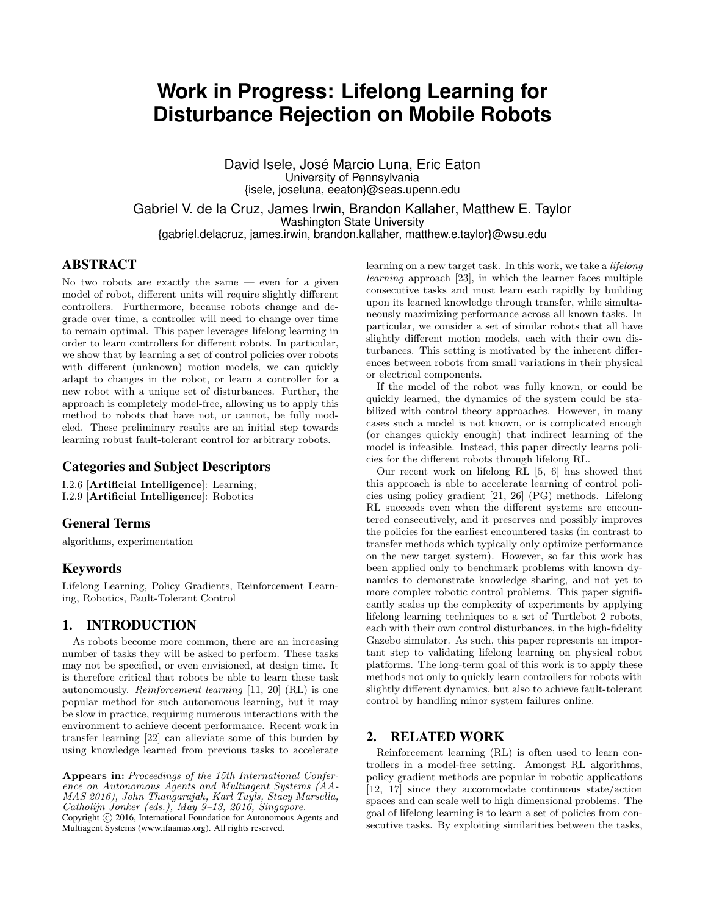# Work in Progress: Lifelong Learning for Disturbance Rejection on Mobile Robots

David Isele, José Marcio Luna, Eric Eaton
University of Pennsylvania
{isele, joseluna, eeaton}@seas.upenn.edu

Gabriel V. de la Cruz, James Irwin, Brandon Kallaher, Matthew E. Taylor
Washington State University
{gabriel.delacruz, james.irwin, brandon.kallaher, matthew.e.taylor}@wsu.edu

## ABSTRACT

No two robots are exactly the same — even for a given model of robot, different units will require slightly different controllers. Furthermore, because robots change and degrade over time, a controller will need to change over time to remain optimal. This paper leverages lifelong learning in order to learn controllers for different robots. In particular, we show that by learning a set of control policies over robots with different (unknown) motion models, we can quickly adapt to changes in the robot, or learn a controller for a new robot with a unique set of disturbances. Further, the approach is completely model-free, allowing us to apply this method to robots that have not, or cannot, be fully modeled. These preliminary results are an initial step towards learning robust fault-tolerant control for arbitrary robots.

### Categories and Subject Descriptors

I.2.6 [**Artificial Intelligence**]: Learning;
I.2.9 [**Artificial Intelligence**]: Robotics

### General Terms

algorithms, experimentation

### Keywords

Lifelong Learning, Policy Gradients, Reinforcement Learning, Robotics, Fault-Tolerant Control

## 1. INTRODUCTION

As robots become more common, there are an increasing number of tasks they will be asked to perform. These tasks may not be specified, or even envisioned, at design time. It is therefore critical that robots be able to learn these task autonomously. *Reinforcement learning* [11, 20] (RL) is one popular method for such autonomous learning, but it may be slow in practice, requiring numerous interactions with the environment to achieve decent performance. Recent work in transfer learning [22] can alleviate some of this burden by using knowledge learned from previous tasks to accelerate learning on a new target task. In this work, we take a *lifelong learning* approach [23], in which the learner faces multiple consecutive tasks and must learn each rapidly by building upon its learned knowledge through transfer, while simultaneously maximizing performance across all known tasks. In particular, we consider a set of similar robots that all have slightly different motion models, each with their own disturbances. This setting is motivated by the inherent differences between robots from small variations in their physical or electrical components.

If the model of the robot was fully known, or could be quickly learned, the dynamics of the system could be stabilized with control theory approaches. However, in many cases such a model is not known, or is complicated enough (or changes quickly enough) that indirect learning of the model is infeasible. Instead, this paper directly learns policies for the different robots through lifelong RL.

Our recent work on lifelong RL [5, 6] has showed that this approach is able to accelerate learning of control policies using policy gradient [21, 26] (PG) methods. Lifelong RL succeeds even when the different systems are encountered consecutively, and it preserves and possibly improves the policies for the earliest encountered tasks (in contrast to transfer methods which typically only optimize performance on the new target system). However, so far this work has been applied only to benchmark problems with known dynamics to demonstrate knowledge sharing, and not yet to more complex robotic control problems. This paper significantly scales up the complexity of experiments by applying lifelong learning techniques to a set of Turtlebot 2 robots, each with their own control disturbances, in the high-fidelity Gazebo simulator. As such, this paper represents an important step to validating lifelong learning on physical robot platforms. The long-term goal of this work is to apply these methods not only to quickly learn controllers for robots with slightly different dynamics, but also to achieve fault-tolerant control by handling minor system failures online.

## 2. RELATED WORK

Reinforcement learning (RL) is often used to learn controllers in a model-free setting. Amongst RL algorithms, policy gradient methods are popular in robotic applications [12, 17] since they accommodate continuous state/action spaces and can scale well to high dimensional problems. The goal of lifelong learning is to learn a set of policies from consecutive tasks. By exploiting similarities between the tasks,

**Appears in:** *Proceedings of the 15th International Conference on Autonomous Agents and Multiagent Systems (AAMAS 2016), John Thangarajah, Karl Tuyls, Stacy Marsella, Catholijn Jonker (eds.), May 9–13, 2016, Singapore.*
Copyright © 2016, International Foundation for Autonomous Agents and Multiagent Systems (www.ifaamas.org). All rights reserved.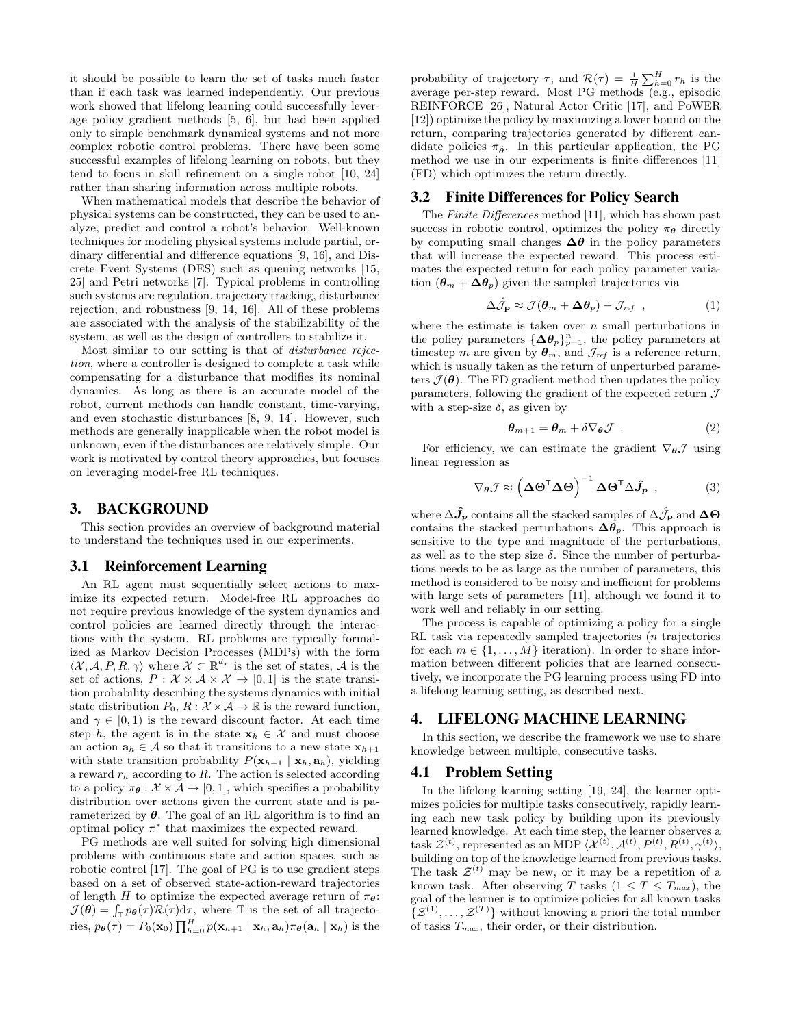it should be possible to learn the set of tasks much faster than if each task was learned independently. Our previous work showed that lifelong learning could successfully leverage policy gradient methods [5, 6], but had been applied only to simple benchmark dynamical systems and not more complex robotic control problems. There have been some successful examples of lifelong learning on robots, but they tend to focus in skill refinement on a single robot [10, 24] rather than sharing information across multiple robots.

When mathematical models that describe the behavior of physical systems can be constructed, they can be used to analyze, predict and control a robot's behavior. Well-known techniques for modeling physical systems include partial, ordinary differential and difference equations [9, 16], and Discrete Event Systems (DES) such as queuing networks [15, 25] and Petri networks [7]. Typical problems in controlling such systems are regulation, trajectory tracking, disturbance rejection, and robustness [9, 14, 16]. All of these problems are associated with the analysis of the stabilizability of the system, as well as the design of controllers to stabilize it.

Most similar to our setting is that of *disturbance rejection*, where a controller is designed to complete a task while compensating for a disturbance that modifies its nominal dynamics. As long as there is an accurate model of the robot, current methods can handle constant, time-varying, and even stochastic disturbances [8, 9, 14]. However, such methods are generally inapplicable when the robot model is unknown, even if the disturbances are relatively simple. Our work is motivated by control theory approaches, but focuses on leveraging model-free RL techniques.

## 3. BACKGROUND

This section provides an overview of background material to understand the techniques used in our experiments.

### 3.1 Reinforcement Learning

An RL agent must sequentially select actions to maximize its expected return. Model-free RL approaches do not require previous knowledge of the system dynamics and control policies are learned directly through the interactions with the system. RL problems are typically formalized as Markov Decision Processes (MDPs) with the form $\langle \mathcal{X}, \mathcal{A}, P, R, \gamma \rangle$ where $\mathcal{X} \subset \mathbb{R}^{d_x}$ is the set of states, $\mathcal{A}$ is the set of actions, $P : \mathcal{X} \times \mathcal{A} \times \mathcal{X} \to [0, 1]$ is the state transition probability describing the systems dynamics with initial state distribution $P_0$, $R : \mathcal{X} \times \mathcal{A} \to \mathbb{R}$ is the reward function, and $\gamma \in [0, 1)$ is the reward discount factor. At each time step $h$, the agent is in the state $\mathbf{x}_h \in \mathcal{X}$ and must choose an action $\mathbf{a}_h \in \mathcal{A}$ so that it transitions to a new state $\mathbf{x}_{h+1}$ with state transition probability $P(\mathbf{x}_{h+1} \mid \mathbf{x}_h, \mathbf{a}_h)$, yielding a reward $r_h$ according to $R$. The action is selected according to a policy $\pi_{\boldsymbol{\theta}} : \mathcal{X} \times \mathcal{A} \to [0, 1]$, which specifies a probability distribution over actions given the current state and is parameterized by $\boldsymbol{\theta}$. The goal of an RL algorithm is to find an optimal policy $\pi^*$ that maximizes the expected reward.

PG methods are well suited for solving high dimensional problems with continuous state and action spaces, such as robotic control [17]. The goal of PG is to use gradient steps based on a set of observed state-action-reward trajectories of length $H$ to optimize the expected average return of $\pi_{\boldsymbol{\theta}}$: $\mathcal{J}(\boldsymbol{\theta}) = \int_{\mathbb{T}} p_{\boldsymbol{\theta}}(\tau) \mathcal{R}(\tau) \mathrm{d}\tau$, where $\mathbb{T}$ is the set of all trajectories, $p_{\boldsymbol{\theta}}(\tau) = P_0(\mathbf{x}_0) \prod_{h=0}^{H} p(\mathbf{x}_{h+1} \mid \mathbf{x}_h, \mathbf{a}_h) \pi_{\boldsymbol{\theta}}(\mathbf{a}_h \mid \mathbf{x}_h)$ is the probability of trajectory $\tau$, and $\mathcal{R}(\tau) = \frac{1}{H} \sum_{h=0}^{H} r_h$ is the average per-step reward. Most PG methods (e.g., episodic REINFORCE [26], Natural Actor Critic [17], and PoWER [12]) optimize the policy by maximizing a lower bound on the return, comparing trajectories generated by different candidate policies $\pi_{\hat{\boldsymbol{\theta}}}$. In this particular application, the PG method we use in our experiments is finite differences [11] (FD) which optimizes the return directly.

### 3.2 Finite Differences for Policy Search

The *Finite Differences* method [11], which has shown past success in robotic control, optimizes the policy $\pi_{\boldsymbol{\theta}}$ directly by computing small changes $\boldsymbol{\Delta\theta}$ in the policy parameters that will increase the expected reward. This process estimates the expected return for each policy parameter variation $(\boldsymbol{\theta}_m + \boldsymbol{\Delta\theta}_p)$ given the sampled trajectories via

$$\Delta\hat{\mathcal{J}}_{\mathbf{p}} \approx \mathcal{J}(\boldsymbol{\theta}_m + \boldsymbol{\Delta\theta}_p) - \mathcal{J}_{ref} \ , \tag{1}$$

where the estimate is taken over $n$ small perturbations in the policy parameters $\{\boldsymbol{\Delta\theta}_p\}_{p=1}^{n}$, the policy parameters at timestep $m$ are given by $\boldsymbol{\theta}_m$, and $\mathcal{J}_{ref}$ is a reference return, which is usually taken as the return of unperturbed parameters $\mathcal{J}(\boldsymbol{\theta})$. The FD gradient method then updates the policy parameters, following the gradient of the expected return $\mathcal{J}$ with a step-size $\delta$, as given by

$$\boldsymbol{\theta}_{m+1} = \boldsymbol{\theta}_m + \delta \nabla_{\boldsymbol{\theta}} \mathcal{J} \ . \tag{2}$$

For efficiency, we can estimate the gradient $\nabla_{\boldsymbol{\theta}} \mathcal{J}$ using linear regression as

$$\nabla_{\boldsymbol{\theta}} \mathcal{J} \approx \left( \boldsymbol{\Delta\Theta}^{\mathsf{T}} \boldsymbol{\Delta\Theta} \right)^{-1} \boldsymbol{\Delta\Theta}^{\mathsf{T}} \Delta\hat{\boldsymbol{J}}_{\boldsymbol{p}} \ , \tag{3}$$

where $\Delta\hat{\boldsymbol{J}}_{\boldsymbol{p}}$ contains all the stacked samples of $\Delta\hat{\mathcal{J}}_{\mathbf{p}}$ and $\boldsymbol{\Delta\Theta}$ contains the stacked perturbations $\boldsymbol{\Delta\theta}_p$. This approach is sensitive to the type and magnitude of the perturbations, as well as to the step size $\delta$. Since the number of perturbations needs to be as large as the number of parameters, this method is considered to be noisy and inefficient for problems with large sets of parameters [11], although we found it to work well and reliably in our setting.

The process is capable of optimizing a policy for a single RL task via repeatedly sampled trajectories ($n$ trajectories for each $m \in \{1, \ldots, M\}$ iteration). In order to share information between different policies that are learned consecutively, we incorporate the PG learning process using FD into a lifelong learning setting, as described next.

## 4. LIFELONG MACHINE LEARNING

In this section, we describe the framework we use to share knowledge between multiple, consecutive tasks.

### 4.1 Problem Setting

In the lifelong learning setting [19, 24], the learner optimizes policies for multiple tasks consecutively, rapidly learning each new task policy by building upon its previously learned knowledge. At each time step, the learner observes a task $\mathcal{Z}^{(t)}$, represented as an MDP $\langle \mathcal{X}^{(t)}, \mathcal{A}^{(t)}, P^{(t)}, R^{(t)}, \gamma^{(t)} \rangle$, building on top of the knowledge learned from previous tasks. The task $\mathcal{Z}^{(t)}$ may be new, or it may be a repetition of a known task. After observing $T$ tasks ($1 \leq T \leq T_{max}$), the goal of the learner is to optimize policies for all known tasks $\{\mathcal{Z}^{(1)}, \ldots, \mathcal{Z}^{(T)}\}$ without knowing a priori the total number of tasks $T_{max}$, their order, or their distribution.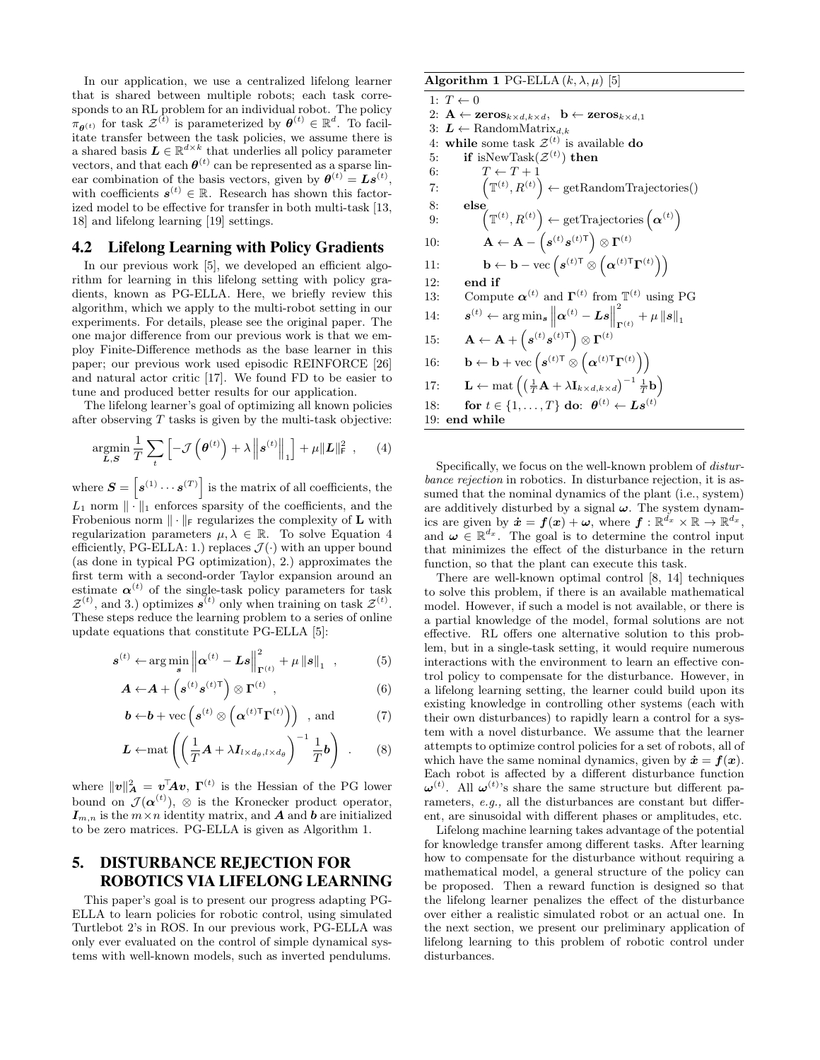In our application, we use a centralized lifelong learner that is shared between multiple robots; each task corresponds to an RL problem for an individual robot. The policy $\pi_{\boldsymbol{\theta}^{(t)}}$ for task $\mathcal{Z}^{(t)}$ is parameterized by $\boldsymbol{\theta}^{(t)} \in \mathbb{R}^d$. To facilitate transfer between the task policies, we assume there is a shared basis $\boldsymbol{L} \in \mathbb{R}^{d \times k}$ that underlies all policy parameter vectors, and that each $\boldsymbol{\theta}^{(t)}$ can be represented as a sparse linear combination of the basis vectors, given by $\boldsymbol{\theta}^{(t)} = \boldsymbol{L}\boldsymbol{s}^{(t)}$, with coefficients $\boldsymbol{s}^{(t)} \in \mathbb{R}$. Research has shown this factorized model to be effective for transfer in both multi-task [13, 18] and lifelong learning [19] settings.

## 4.2 Lifelong Learning with Policy Gradients

In our previous work [5], we developed an efficient algorithm for learning in this lifelong setting with policy gradients, known as PG-ELLA. Here, we briefly review this algorithm, which we apply to the multi-robot setting in our experiments. For details, please see the original paper. The one major difference from our previous work is that we employ Finite-Difference methods as the base learner in this paper; our previous work used episodic REINFORCE [26] and natural actor critic [17]. We found FD to be easier to tune and produced better results for our application.

The lifelong learner's goal of optimizing all known policies after observing $T$ tasks is given by the multi-task objective:

$$\underset{\boldsymbol{L},\boldsymbol{S}}{\operatorname{argmin}} \frac{1}{T} \sum_t \left[ -\mathcal{J}\left(\boldsymbol{\theta}^{(t)}\right) + \lambda \left\| \boldsymbol{s}^{(t)} \right\|_1 \right] + \mu \|\boldsymbol{L}\|_{\mathsf{F}}^2 \ , \tag{4}$$

where $\boldsymbol{S} = \left[\boldsymbol{s}^{(1)} \cdots \boldsymbol{s}^{(T)}\right]$ is the matrix of all coefficients, the $L_1$ norm $\|\cdot\|_1$ enforces sparsity of the coefficients, and the Frobenious norm $\|\cdot\|_{\mathsf{F}}$ regularizes the complexity of $\mathbf{L}$ with regularization parameters $\mu, \lambda \in \mathbb{R}$. To solve Equation 4 efficiently, PG-ELLA: 1.) replaces $\mathcal{J}(\cdot)$ with an upper bound (as done in typical PG optimization), 2.) approximates the first term with a second-order Taylor expansion around an estimate $\boldsymbol{\alpha}^{(t)}$ of the single-task policy parameters for task $\mathcal{Z}^{(t)}$, and 3.) optimizes $\boldsymbol{s}^{(t)}$ only when training on task $\mathcal{Z}^{(t)}$. These steps reduce the learning problem to a series of online update equations that constitute PG-ELLA [5]:

$$\boldsymbol{s}^{(t)} \leftarrow \arg\min_{\boldsymbol{s}} \left\| \boldsymbol{\alpha}^{(t)} - \boldsymbol{L}\boldsymbol{s} \right\|_{\boldsymbol{\Gamma}^{(t)}}^2 + \mu \left\| \boldsymbol{s} \right\|_1 \ , \tag{5}$$

$$\boldsymbol{A} \leftarrow \boldsymbol{A} + \left(\boldsymbol{s}^{(t)}\boldsymbol{s}^{(t)\mathsf{T}}\right) \otimes \boldsymbol{\Gamma}^{(t)} \ , \tag{6}$$

$$\boldsymbol{b} \leftarrow \boldsymbol{b} + \operatorname{vec}\left(\boldsymbol{s}^{(t)} \otimes \left(\boldsymbol{\alpha}^{(t)\mathsf{T}}\boldsymbol{\Gamma}^{(t)}\right)\right) \ , \text{and} \tag{7}$$

$$\boldsymbol{L} \leftarrow \operatorname{mat}\left( \left( \frac{1}{T}\boldsymbol{A} + \lambda \boldsymbol{I}_{l \times d_\theta, l \times d_\theta} \right)^{-1} \frac{1}{T}\boldsymbol{b} \right) \ . \tag{8}$$

where $\|\boldsymbol{v}\|_{\boldsymbol{A}}^2 = \boldsymbol{v}^\top \boldsymbol{A}\boldsymbol{v}$, $\boldsymbol{\Gamma}^{(t)}$ is the Hessian of the PG lower bound on $\mathcal{J}(\boldsymbol{\alpha}^{(t)})$, $\otimes$ is the Kronecker product operator, $\boldsymbol{I}_{m,n}$ is the $m \times n$ identity matrix, and $\boldsymbol{A}$ and $\boldsymbol{b}$ are initialized to be zero matrices. PG-ELLA is given as Algorithm 1.

**Algorithm 1** PG-ELLA $(k, \lambda, \mu)$ [5]

```
1:  T ← 0
2:  A ← zeros_{k×d,k×d},   b ← zeros_{k×d,1}
3:  L ← RandomMatrix_{d,k}
4:  while some task Z^(t) is available do
5:      if isNewTask(Z^(t)) then
6:          T ← T + 1
7:          (𝕋^(t), R^(t)) ← getRandomTrajectories()
8:      else
9:          (𝕋^(t), R^(t)) ← getTrajectories(α^(t))
10:         A ← A − (s^(t) s^(t)T) ⊗ Γ^(t)
11:         b ← b − vec(s^(t)T ⊗ (α^(t)T Γ^(t)))
12:     end if
13:     Compute α^(t) and Γ^(t) from 𝕋^(t) using PG
14:     s^(t) ← arg min_s ||α^(t) − Ls||²_{Γ^(t)} + μ ||s||_1
15:     A ← A + (s^(t) s^(t)T) ⊗ Γ^(t)
16:     b ← b + vec(s^(t)T ⊗ (α^(t)T Γ^(t)))
17:     L ← mat(((1/T)A + λI_{k×d,k×d})^{-1} (1/T)b)
18:     for t ∈ {1, . . . , T} do: θ^(t) ← Ls^(t)
19: end while
```

## 5. DISTURBANCE REJECTION FOR ROBOTICS VIA LIFELONG LEARNING

This paper's goal is to present our progress adapting PG-ELLA to learn policies for robotic control, using simulated Turtlebot 2's in ROS. In our previous work, PG-ELLA was only ever evaluated on the control of simple dynamical systems with well-known models, such as inverted pendulums.

Specifically, we focus on the well-known problem of *disturbance rejection* in robotics. In disturbance rejection, it is assumed that the nominal dynamics of the plant (i.e., system) are additively disturbed by a signal $\boldsymbol{\omega}$. The system dynamics are given by $\dot{\boldsymbol{x}} = \boldsymbol{f}(\boldsymbol{x}) + \boldsymbol{\omega}$, where $\boldsymbol{f} : \mathbb{R}^{d_x} \times \mathbb{R} \rightarrow \mathbb{R}^{d_x}$, and $\boldsymbol{\omega} \in \mathbb{R}^{d_x}$. The goal is to determine the control input that minimizes the effect of the disturbance in the return function, so that the plant can execute this task.

There are well-known optimal control [8, 14] techniques to solve this problem, if there is an available mathematical model. However, if such a model is not available, or there is a partial knowledge of the model, formal solutions are not effective. RL offers one alternative solution to this problem, but in a single-task setting, it would require numerous interactions with the environment to learn an effective control policy to compensate for the disturbance. However, in a lifelong learning setting, the learner could build upon its existing knowledge in controlling other systems (each with their own disturbances) to rapidly learn a control for a system with a novel disturbance. We assume that the learner attempts to optimize control policies for a set of robots, all of which have the same nominal dynamics, given by $\dot{\boldsymbol{x}} = \boldsymbol{f}(\boldsymbol{x})$. Each robot is affected by a different disturbance function $\boldsymbol{\omega}^{(t)}$. All $\boldsymbol{\omega}^{(t)}$'s share the same structure but different parameters, *e.g.,* all the disturbances are constant but different, are sinusoidal with different phases or amplitudes, etc.

Lifelong machine learning takes advantage of the potential for knowledge transfer among different tasks. After learning how to compensate for the disturbance without requiring a mathematical model, a general structure of the policy can be proposed. Then a reward function is designed so that the lifelong learner penalizes the effect of the disturbance over either a realistic simulated robot or an actual one. In the next section, we present our preliminary application of lifelong learning to this problem of robotic control under disturbances.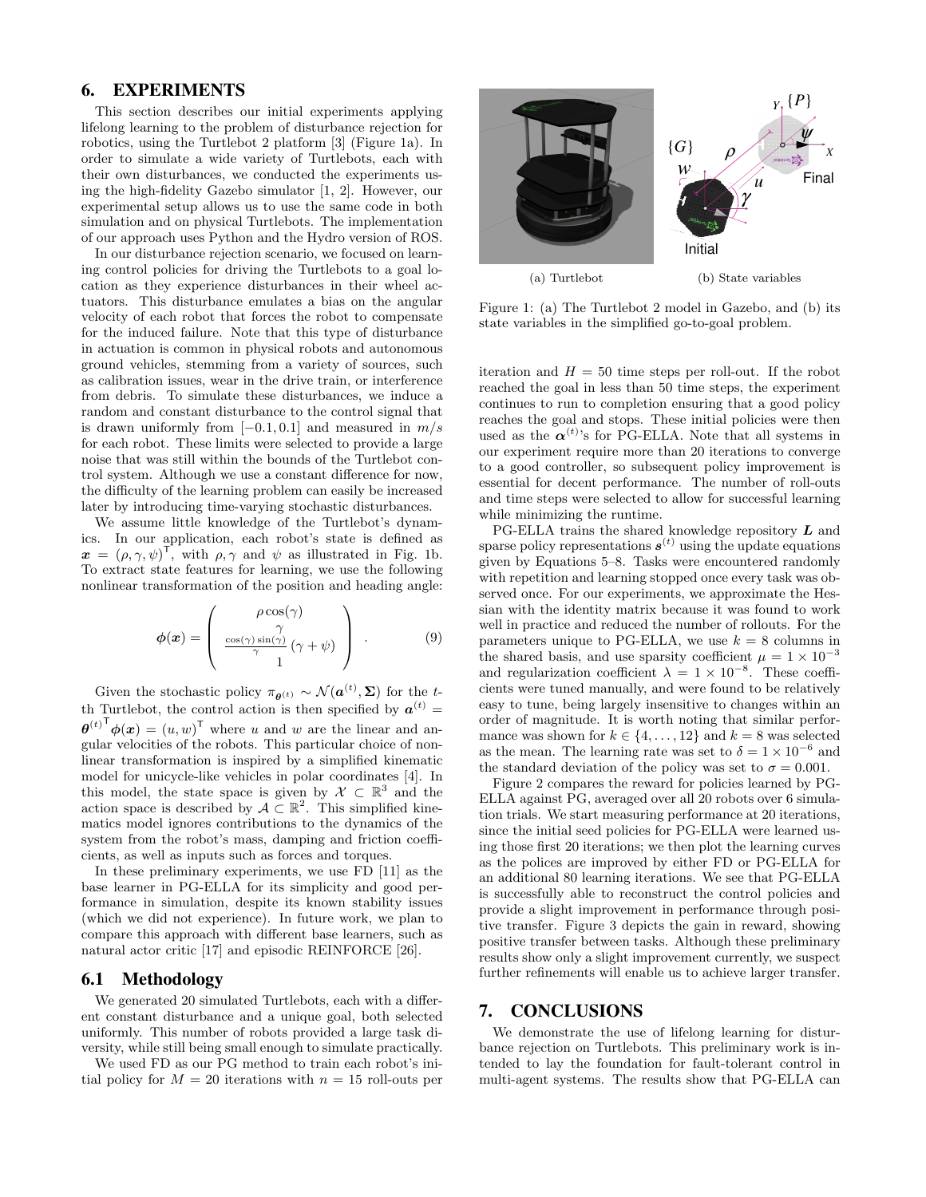## 6. EXPERIMENTS

This section describes our initial experiments applying lifelong learning to the problem of disturbance rejection for robotics, using the Turtlebot 2 platform [3] (Figure 1a). In order to simulate a wide variety of Turtlebots, each with their own disturbances, we conducted the experiments using the high-fidelity Gazebo simulator [1, 2]. However, our experimental setup allows us to use the same code in both simulation and on physical Turtlebots. The implementation of our approach uses Python and the Hydro version of ROS.

In our disturbance rejection scenario, we focused on learning control policies for driving the Turtlebots to a goal location as they experience disturbances in their wheel actuators. This disturbance emulates a bias on the angular velocity of each robot that forces the robot to compensate for the induced failure. Note that this type of disturbance in actuation is common in physical robots and autonomous ground vehicles, stemming from a variety of sources, such as calibration issues, wear in the drive train, or interference from debris. To simulate these disturbances, we induce a random and constant disturbance to the control signal that is drawn uniformly from $[-0.1, 0.1]$ and measured in $m/s$ for each robot. These limits were selected to provide a large noise that was still within the bounds of the Turtlebot control system. Although we use a constant difference for now, the difficulty of the learning problem can easily be increased later by introducing time-varying stochastic disturbances.

We assume little knowledge of the Turtlebot's dynamics. In our application, each robot's state is defined as $\boldsymbol{x} = (\rho, \gamma, \psi)^\mathsf{T}$, with $\rho, \gamma$ and $\psi$ as illustrated in Fig. 1b. To extract state features for learning, we use the following nonlinear transformation of the position and heading angle:

$$\boldsymbol{\phi}(\boldsymbol{x}) = \begin{pmatrix} \rho\cos(\gamma) \\ \gamma \\ \frac{\cos(\gamma)\sin(\gamma)}{\gamma}(\gamma + \psi) \\ 1 \end{pmatrix} . \tag{9}$$

Given the stochastic policy $\pi_{\boldsymbol{\theta}^{(t)}} \sim \mathcal{N}(\boldsymbol{a}^{(t)}, \boldsymbol{\Sigma})$ for the $t$-th Turtlebot, the control action is then specified by $\boldsymbol{a}^{(t)} = {\boldsymbol{\theta}^{(t)}}^\mathsf{T}\boldsymbol{\phi}(\boldsymbol{x}) = (u, w)^\mathsf{T}$ where $u$ and $w$ are the linear and angular velocities of the robots. This particular choice of nonlinear transformation is inspired by a simplified kinematic model for unicycle-like vehicles in polar coordinates [4]. In this model, the state space is given by $\mathcal{X} \subset \mathbb{R}^3$ and the action space is described by $\mathcal{A} \subset \mathbb{R}^2$. This simplified kinematics model ignores contributions to the dynamics of the system from the robot's mass, damping and friction coefficients, as well as inputs such as forces and torques.

In these preliminary experiments, we use FD [11] as the base learner in PG-ELLA for its simplicity and good performance in simulation, despite its known stability issues (which we did not experience). In future work, we plan to compare this approach with different base learners, such as natural actor critic [17] and episodic REINFORCE [26].

### 6.1 Methodology

We generated 20 simulated Turtlebots, each with a different constant disturbance and a unique goal, both selected uniformly. This number of robots provided a large task diversity, while still being small enough to simulate practically.

We used FD as our PG method to train each robot's initial policy for $M = 20$ iterations with $n = 15$ roll-outs per iteration and $H = 50$ time steps per roll-out. If the robot reached the goal in less than 50 time steps, the experiment continues to run to completion ensuring that a good policy reaches the goal and stops. These initial policies were then used as the $\boldsymbol{\alpha}^{(t)}$'s for PG-ELLA. Note that all systems in our experiment require more than 20 iterations to converge to a good controller, so subsequent policy improvement is essential for decent performance. The number of roll-outs and time steps were selected to allow for successful learning while minimizing the runtime.

PG-ELLA trains the shared knowledge repository $\boldsymbol{L}$ and sparse policy representations $\boldsymbol{s}^{(t)}$ using the update equations given by Equations 5–8. Tasks were encountered randomly with repetition and learning stopped once every task was observed once. For our experiments, we approximate the Hessian with the identity matrix because it was found to work well in practice and reduced the number of rollouts. For the parameters unique to PG-ELLA, we use $k = 8$ columns in the shared basis, and use sparsity coefficient $\mu = 1 \times 10^{-3}$ and regularization coefficient $\lambda = 1 \times 10^{-8}$. These coefficients were tuned manually, and were found to be relatively easy to tune, being largely insensitive to changes within an order of magnitude. It is worth noting that similar performance was shown for $k \in \{4, \ldots, 12\}$ and $k = 8$ was selected as the mean. The learning rate was set to $\delta = 1 \times 10^{-6}$ and the standard deviation of the policy was set to $\sigma = 0.001$.

Figure 1: (a) The Turtlebot 2 model in Gazebo, and (b) its state variables in the simplified go-to-goal problem.

Figure 2 compares the reward for policies learned by PG-ELLA against PG, averaged over all 20 robots over 6 simulation trials. We start measuring performance at 20 iterations, since the initial seed policies for PG-ELLA were learned using those first 20 iterations; we then plot the learning curves as the polices are improved by either FD or PG-ELLA for an additional 80 learning iterations. We see that PG-ELLA is successfully able to reconstruct the control policies and provide a slight improvement in performance through positive transfer. Figure 3 depicts the gain in reward, showing positive transfer between tasks. Although these preliminary results show only a slight improvement currently, we suspect further refinements will enable us to achieve larger transfer.

## 7. CONCLUSIONS

We demonstrate the use of lifelong learning for disturbance rejection on Turtlebots. This preliminary work is intended to lay the foundation for fault-tolerant control in multi-agent systems. The results show that PG-ELLA can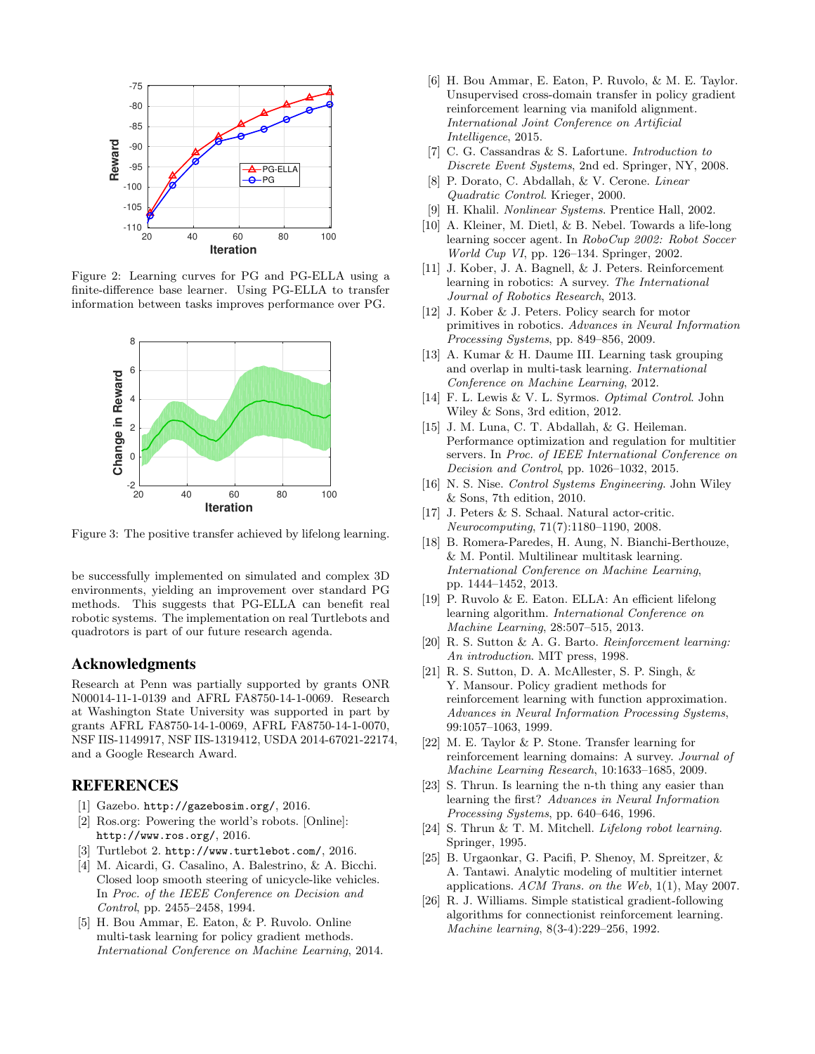-75
-80
-85
-90
-95
-100
-105
-110
Reward
20
40
60
80
100
Iteration
PG-ELLA
PG

Figure 2: Learning curves for PG and PG-ELLA using a finite-difference base learner. Using PG-ELLA to transfer information between tasks improves performance over PG.

8
6
4
2
0
-2
Change in Reward
20
40
60
80
100
Iteration

Figure 3: The positive transfer achieved by lifelong learning.

be successfully implemented on simulated and complex 3D environments, yielding an improvement over standard PG methods. This suggests that PG-ELLA can benefit real robotic systems. The implementation on real Turtlebots and quadrotors is part of our future research agenda.

## Acknowledgments

Research at Penn was partially supported by grants ONR N00014-11-1-0139 and AFRL FA8750-14-1-0069. Research at Washington State University was supported in part by grants AFRL FA8750-14-1-0069, AFRL FA8750-14-1-0070, NSF IIS-1149917, NSF IIS-1319412, USDA 2014-67021-22174, and a Google Research Award.

## REFERENCES

[1] Gazebo. http://gazebosim.org/, 2016.

[2] Ros.org: Powering the world's robots. [Online]: http://www.ros.org/, 2016.

[3] Turtlebot 2. http://www.turtlebot.com/, 2016.

[4] M. Aicardi, G. Casalino, A. Balestrino, & A. Bicchi. Closed loop smooth steering of unicycle-like vehicles. In *Proc. of the IEEE Conference on Decision and Control*, pp. 2455–2458, 1994.

[5] H. Bou Ammar, E. Eaton, & P. Ruvolo. Online multi-task learning for policy gradient methods. *International Conference on Machine Learning*, 2014.

[6] H. Bou Ammar, E. Eaton, P. Ruvolo, & M. E. Taylor. Unsupervised cross-domain transfer in policy gradient reinforcement learning via manifold alignment. *International Joint Conference on Artificial Intelligence*, 2015.

[7] C. G. Cassandras & S. Lafortune. *Introduction to Discrete Event Systems*, 2nd ed. Springer, NY, 2008.

[8] P. Dorato, C. Abdallah, & V. Cerone. *Linear Quadratic Control*. Krieger, 2000.

[9] H. Khalil. *Nonlinear Systems*. Prentice Hall, 2002.

[10] A. Kleiner, M. Dietl, & B. Nebel. Towards a life-long learning soccer agent. In *RoboCup 2002: Robot Soccer World Cup VI*, pp. 126–134. Springer, 2002.

[11] J. Kober, J. A. Bagnell, & J. Peters. Reinforcement learning in robotics: A survey. *The International Journal of Robotics Research*, 2013.

[12] J. Kober & J. Peters. Policy search for motor primitives in robotics. *Advances in Neural Information Processing Systems*, pp. 849–856, 2009.

[13] A. Kumar & H. Daume III. Learning task grouping and overlap in multi-task learning. *International Conference on Machine Learning*, 2012.

[14] F. L. Lewis & V. L. Syrmos. *Optimal Control*. John Wiley & Sons, 3rd edition, 2012.

[15] J. M. Luna, C. T. Abdallah, & G. Heileman. Performance optimization and regulation for multitier servers. In *Proc. of IEEE International Conference on Decision and Control*, pp. 1026–1032, 2015.

[16] N. S. Nise. *Control Systems Engineering*. John Wiley & Sons, 7th edition, 2010.

[17] J. Peters & S. Schaal. Natural actor-critic. *Neurocomputing*, 71(7):1180–1190, 2008.

[18] B. Romera-Paredes, H. Aung, N. Bianchi-Berthouze, & M. Pontil. Multilinear multitask learning. *International Conference on Machine Learning*, pp. 1444–1452, 2013.

[19] P. Ruvolo & E. Eaton. ELLA: An efficient lifelong learning algorithm. *International Conference on Machine Learning*, 28:507–515, 2013.

[20] R. S. Sutton & A. G. Barto. *Reinforcement learning: An introduction*. MIT press, 1998.

[21] R. S. Sutton, D. A. McAllester, S. P. Singh, & Y. Mansour. Policy gradient methods for reinforcement learning with function approximation. *Advances in Neural Information Processing Systems*, 99:1057–1063, 1999.

[22] M. E. Taylor & P. Stone. Transfer learning for reinforcement learning domains: A survey. *Journal of Machine Learning Research*, 10:1633–1685, 2009.

[23] S. Thrun. Is learning the n-th thing any easier than learning the first? *Advances in Neural Information Processing Systems*, pp. 640–646, 1996.

[24] S. Thrun & T. M. Mitchell. *Lifelong robot learning*. Springer, 1995.

[25] B. Urgaonkar, G. Pacifi, P. Shenoy, M. Spreitzer, & A. Tantawi. Analytic modeling of multitier internet applications. *ACM Trans. on the Web*, 1(1), May 2007.

[26] R. J. Williams. Simple statistical gradient-following algorithms for connectionist reinforcement learning. *Machine learning*, 8(3-4):229–256, 1992.